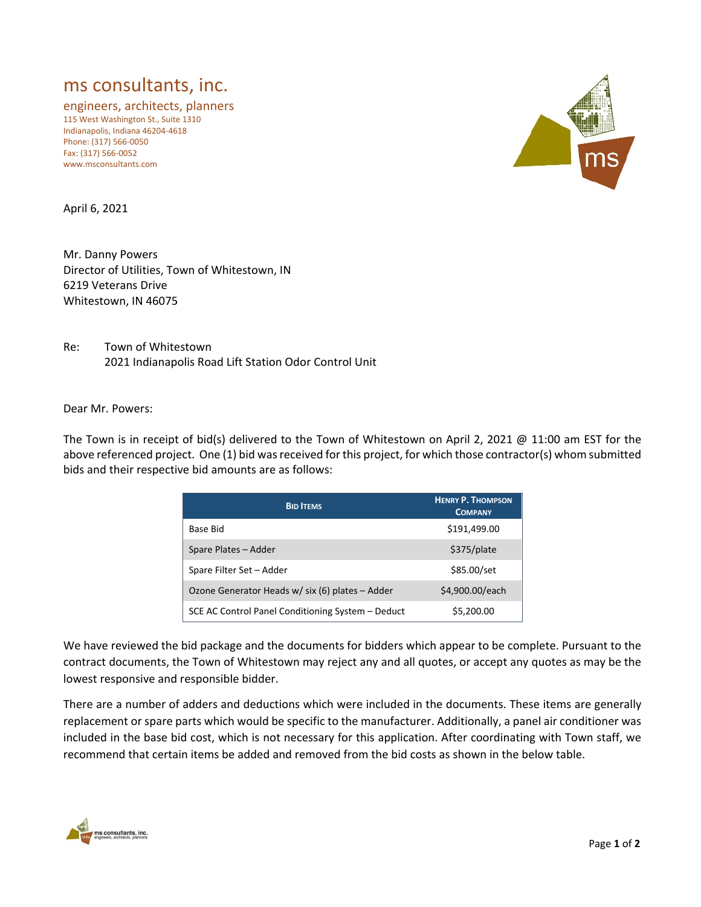# ms consultants, inc.

engineers, architects, planners
115 West Washington St., Suite 1310
Indianapolis, Indiana 46204-4618
Phone: (317) 566-0050
Fax: (317) 566-0052
www.msconsultants.com

April 6, 2021

Mr. Danny Powers
Director of Utilities, Town of Whitestown, IN
6219 Veterans Drive
Whitestown, IN 46075

Re: Town of Whitestown
2021 Indianapolis Road Lift Station Odor Control Unit

Dear Mr. Powers:

The Town is in receipt of bid(s) delivered to the Town of Whitestown on April 2, 2021 @ 11:00 am EST for the above referenced project. One (1) bid was received for this project, for which those contractor(s) whom submitted bids and their respective bid amounts are as follows:

| Bid Items | Henry P. Thompson Company |
|---|---|
| Base Bid | $191,499.00 |
| Spare Plates – Adder | $375/plate |
| Spare Filter Set – Adder | $85.00/set |
| Ozone Generator Heads w/ six (6) plates – Adder | $4,900.00/each |
| SCE AC Control Panel Conditioning System – Deduct | $5,200.00 |

We have reviewed the bid package and the documents for bidders which appear to be complete. Pursuant to the contract documents, the Town of Whitestown may reject any and all quotes, or accept any quotes as may be the lowest responsive and responsible bidder.

There are a number of adders and deductions which were included in the documents. These items are generally replacement or spare parts which would be specific to the manufacturer. Additionally, a panel air conditioner was included in the base bid cost, which is not necessary for this application. After coordinating with Town staff, we recommend that certain items be added and removed from the bid costs as shown in the below table.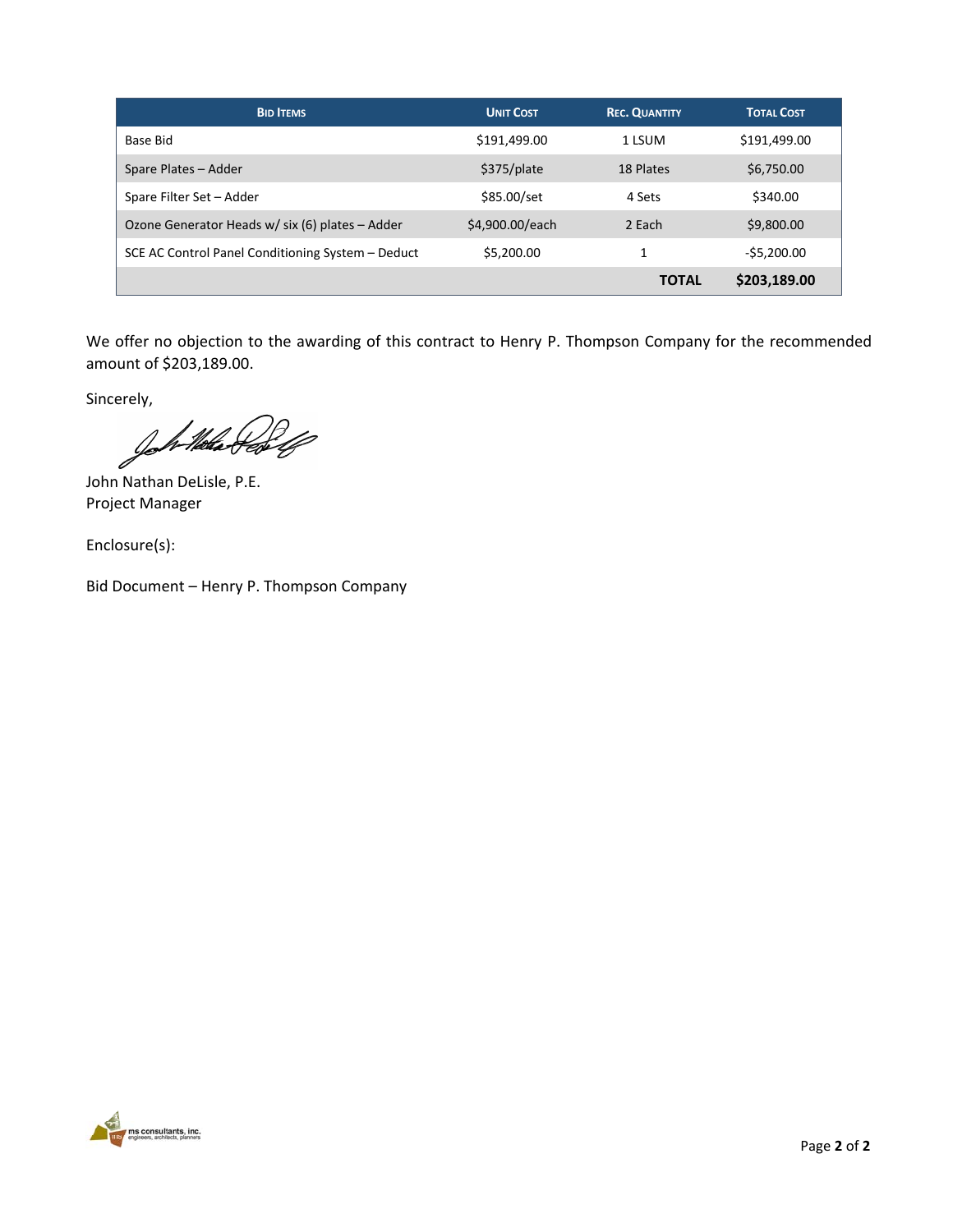| Bid Items | Unit Cost | Rec. Quantity | Total Cost |
|---|---|---|---|
| Base Bid | $191,499.00 | 1 LSUM | $191,499.00 |
| Spare Plates – Adder | $375/plate | 18 Plates | $6,750.00 |
| Spare Filter Set – Adder | $85.00/set | 4 Sets | $340.00 |
| Ozone Generator Heads w/ six (6) plates – Adder | $4,900.00/each | 2 Each | $9,800.00 |
| SCE AC Control Panel Conditioning System – Deduct | $5,200.00 | 1 | -$5,200.00 |
| | | **TOTAL** | **$203,189.00** |

We offer no objection to the awarding of this contract to Henry P. Thompson Company for the recommended amount of $203,189.00.

Sincerely,

John Nathan DeLisle, P.E.
Project Manager

Enclosure(s):

Bid Document – Henry P. Thompson Company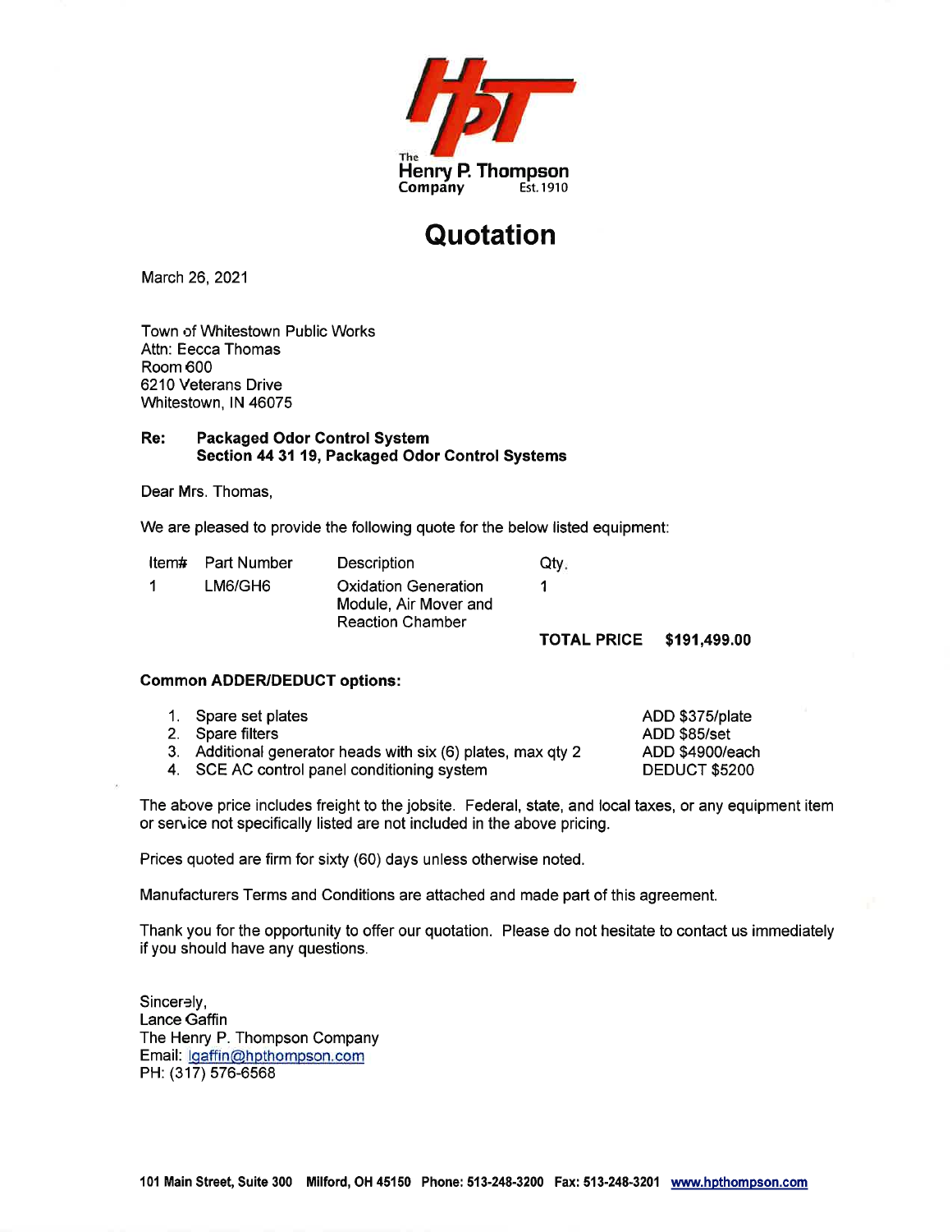The Henry P. Thompson Company Est. 1910

# Quotation

March 26, 2021

Town of Whitestown Public Works
Attn: Eecca Thomas
Room 600
6210 Veterans Drive
Whitestown, IN 46075

**Re: Packaged Odor Control System**
**Section 44 31 19, Packaged Odor Control Systems**

Dear Mrs. Thomas,

We are pleased to provide the following quote for the below listed equipment:

| Item# | Part Number | Description | Qty. | |
|---|---|---|---|---|
| 1 | LM6/GH6 | Oxidation Generation Module, Air Mover and Reaction Chamber | 1 | |
| | | | **TOTAL PRICE** | **$191,499.00** |

**Common ADDER/DEDUCT options:**

1. Spare set plates — ADD $375/plate
2. Spare filters — ADD $85/set
3. Additional generator heads with six (6) plates, max qty 2 — ADD $4900/each
4. SCE AC control panel conditioning system — DEDUCT $5200

The above price includes freight to the jobsite. Federal, state, and local taxes, or any equipment item or service not specifically listed are not included in the above pricing.

Prices quoted are firm for sixty (60) days unless otherwise noted.

Manufacturers Terms and Conditions are attached and made part of this agreement.

Thank you for the opportunity to offer our quotation. Please do not hesitate to contact us immediately if you should have any questions.

Sincerely,
Lance Gaffin
The Henry P. Thompson Company
Email: lgaffin@hpthompson.com
PH: (317) 576-6568

**101 Main Street, Suite 300 Milford, OH 45150 Phone: 513-248-3200 Fax: 513-248-3201 www.hpthompson.com**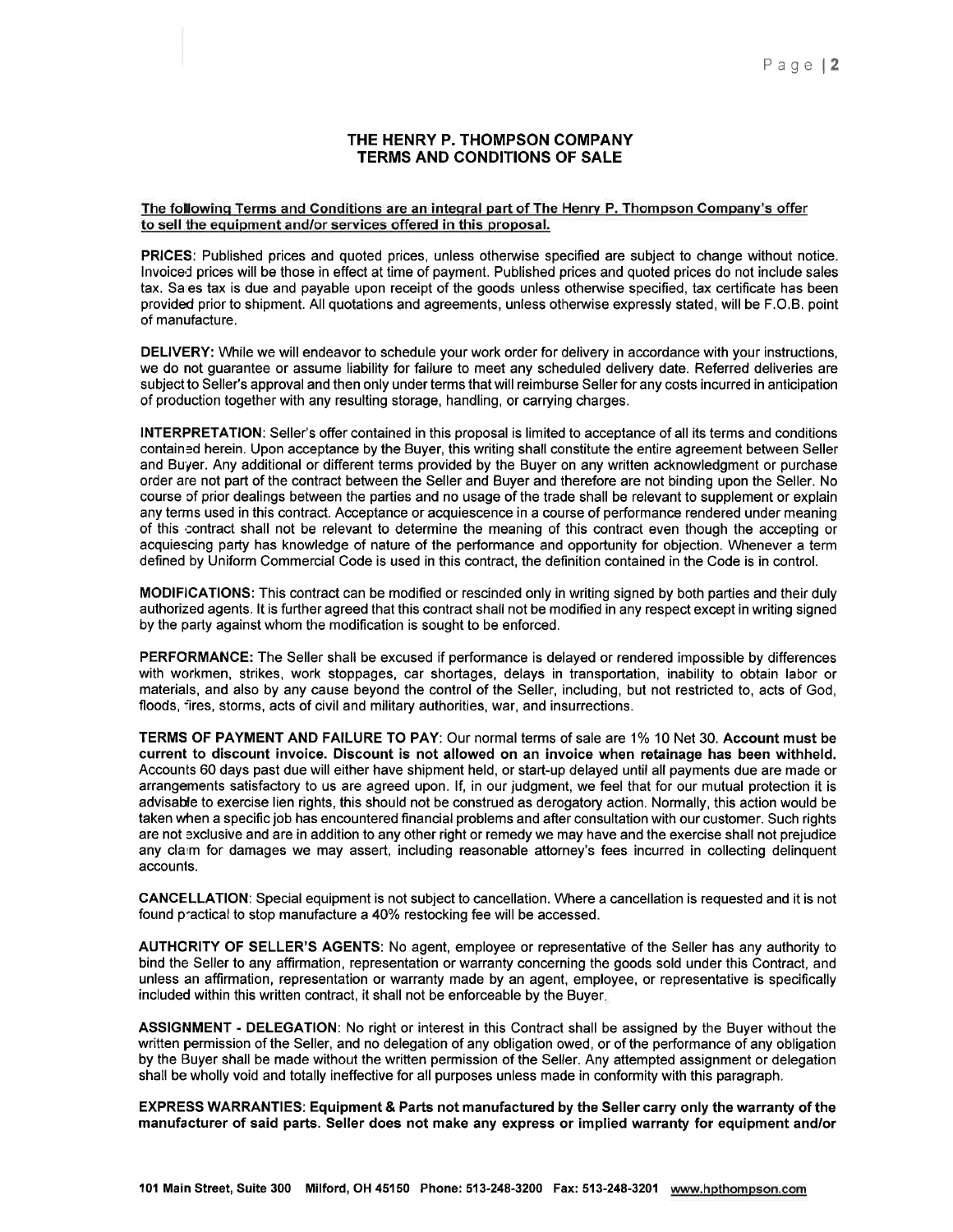## THE HENRY P. THOMPSON COMPANY
## TERMS AND CONDITIONS OF SALE

<u>The following Terms and Conditions are an integral part of The Henry P. Thompson Company's offer to sell the equipment and/or services offered in this proposal.</u>

**PRICES**: Published prices and quoted prices, unless otherwise specified are subject to change without notice. Invoiced prices will be those in effect at time of payment. Published prices and quoted prices do not include sales tax. Sales tax is due and payable upon receipt of the goods unless otherwise specified, tax certificate has been provided prior to shipment. All quotations and agreements, unless otherwise expressly stated, will be F.O.B. point of manufacture.

**DELIVERY:** While we will endeavor to schedule your work order for delivery in accordance with your instructions, we do not guarantee or assume liability for failure to meet any scheduled delivery date. Referred deliveries are subject to Seller's approval and then only under terms that will reimburse Seller for any costs incurred in anticipation of production together with any resulting storage, handling, or carrying charges.

**INTERPRETATION**: Seller's offer contained in this proposal is limited to acceptance of all its terms and conditions contained herein. Upon acceptance by the Buyer, this writing shall constitute the entire agreement between Seller and Buyer. Any additional or different terms provided by the Buyer on any written acknowledgment or purchase order are not part of the contract between the Seller and Buyer and therefore are not binding upon the Seller. No course of prior dealings between the parties and no usage of the trade shall be relevant to supplement or explain any terms used in this contract. Acceptance or acquiescence in a course of performance rendered under meaning of this contract shall not be relevant to determine the meaning of this contract even though the accepting or acquiescing party has knowledge of nature of the performance and opportunity for objection. Whenever a term defined by Uniform Commercial Code is used in this contract, the definition contained in the Code is in control.

**MODIFICATIONS:** This contract can be modified or rescinded only in writing signed by both parties and their duly authorized agents. It is further agreed that this contract shall not be modified in any respect except in writing signed by the party against whom the modification is sought to be enforced.

**PERFORMANCE:** The Seller shall be excused if performance is delayed or rendered impossible by differences with workmen, strikes, work stoppages, car shortages, delays in transportation, inability to obtain labor or materials, and also by any cause beyond the control of the Seller, including, but not restricted to, acts of God, floods, fires, storms, acts of civil and military authorities, war, and insurrections.

**TERMS OF PAYMENT AND FAILURE TO PAY**: Our normal terms of sale are 1% 10 Net 30. **Account must be current to discount invoice. Discount is not allowed on an invoice when retainage has been withheld.** Accounts 60 days past due will either have shipment held, or start-up delayed until all payments due are made or arrangements satisfactory to us are agreed upon. If, in our judgment, we feel that for our mutual protection it is advisable to exercise lien rights, this should not be construed as derogatory action. Normally, this action would be taken when a specific job has encountered financial problems and after consultation with our customer. Such rights are not exclusive and are in addition to any other right or remedy we may have and the exercise shall not prejudice any claim for damages we may assert, including reasonable attorney's fees incurred in collecting delinquent accounts.

**CANCELLATION**: Special equipment is not subject to cancellation. Where a cancellation is requested and it is not found practical to stop manufacture a 40% restocking fee will be accessed.

**AUTHORITY OF SELLER'S AGENTS**: No agent, employee or representative of the Seller has any authority to bind the Seller to any affirmation, representation or warranty concerning the goods sold under this Contract, and unless an affirmation, representation or warranty made by an agent, employee, or representative is specifically included within this written contract, it shall not be enforceable by the Buyer.

**ASSIGNMENT - DELEGATION**: No right or interest in this Contract shall be assigned by the Buyer without the written permission of the Seller, and no delegation of any obligation owed, or of the performance of any obligation by the Buyer shall be made without the written permission of the Seller. Any attempted assignment or delegation shall be wholly void and totally ineffective for all purposes unless made in conformity with this paragraph.

**EXPRESS WARRANTIES**: **Equipment & Parts not manufactured by the Seller carry only the warranty of the manufacturer of said parts. Seller does not make any express or implied warranty for equipment and/or**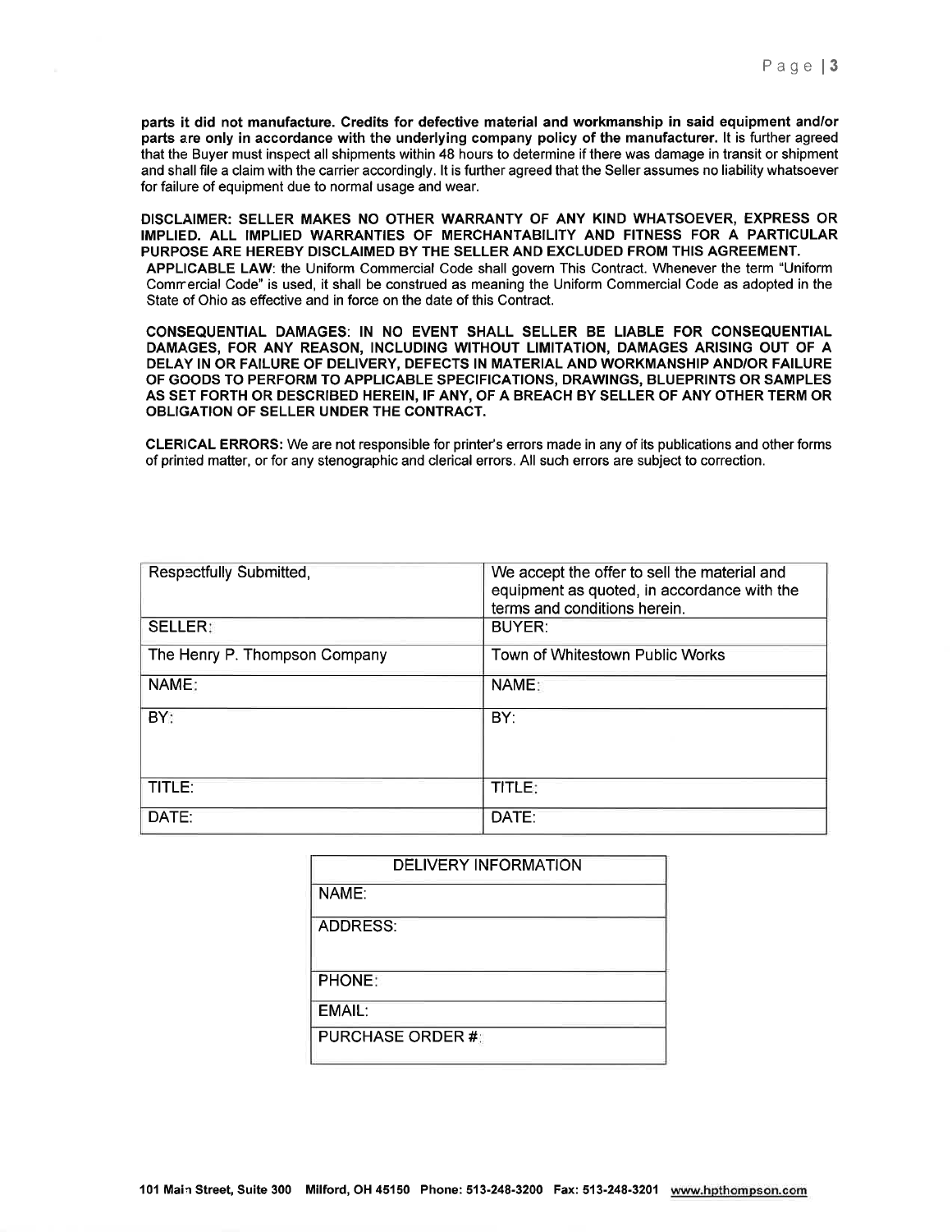**parts it did not manufacture. Credits for defective material and workmanship in said equipment and/or parts are only in accordance with the underlying company policy of the manufacturer.** It is further agreed that the Buyer must inspect all shipments within 48 hours to determine if there was damage in transit or shipment and shall file a claim with the carrier accordingly. It is further agreed that the Seller assumes no liability whatsoever for failure of equipment due to normal usage and wear.

**DISCLAIMER: SELLER MAKES NO OTHER WARRANTY OF ANY KIND WHATSOEVER, EXPRESS OR IMPLIED. ALL IMPLIED WARRANTIES OF MERCHANTABILITY AND FITNESS FOR A PARTICULAR PURPOSE ARE HEREBY DISCLAIMED BY THE SELLER AND EXCLUDED FROM THIS AGREEMENT.**

**APPLICABLE LAW**: the Uniform Commercial Code shall govern This Contract. Whenever the term "Uniform Commercial Code" is used, it shall be construed as meaning the Uniform Commercial Code as adopted in the State of Ohio as effective and in force on the date of this Contract.

**CONSEQUENTIAL DAMAGES: IN NO EVENT SHALL SELLER BE LIABLE FOR CONSEQUENTIAL DAMAGES, FOR ANY REASON, INCLUDING WITHOUT LIMITATION, DAMAGES ARISING OUT OF A DELAY IN OR FAILURE OF DELIVERY, DEFECTS IN MATERIAL AND WORKMANSHIP AND/OR FAILURE OF GOODS TO PERFORM TO APPLICABLE SPECIFICATIONS, DRAWINGS, BLUEPRINTS OR SAMPLES AS SET FORTH OR DESCRIBED HEREIN, IF ANY, OF A BREACH BY SELLER OF ANY OTHER TERM OR OBLIGATION OF SELLER UNDER THE CONTRACT.**

**CLERICAL ERRORS:** We are not responsible for printer's errors made in any of its publications and other forms of printed matter, or for any stenographic and clerical errors. All such errors are subject to correction.

| Respectfully Submitted, | We accept the offer to sell the material and equipment as quoted, in accordance with the terms and conditions herein. |
|---|---|
| SELLER: | BUYER: |
| The Henry P. Thompson Company | Town of Whitestown Public Works |
| NAME: | NAME: |
| BY: | BY: |
| TITLE: | TITLE: |
| DATE: | DATE: |

| DELIVERY INFORMATION |
|---|
| NAME: |
| ADDRESS: |
| PHONE: |
| EMAIL: |
| PURCHASE ORDER #: |

101 Main Street, Suite 300 Milford, OH 45150 Phone: 513-248-3200 Fax: 513-248-3201 www.hpthompson.com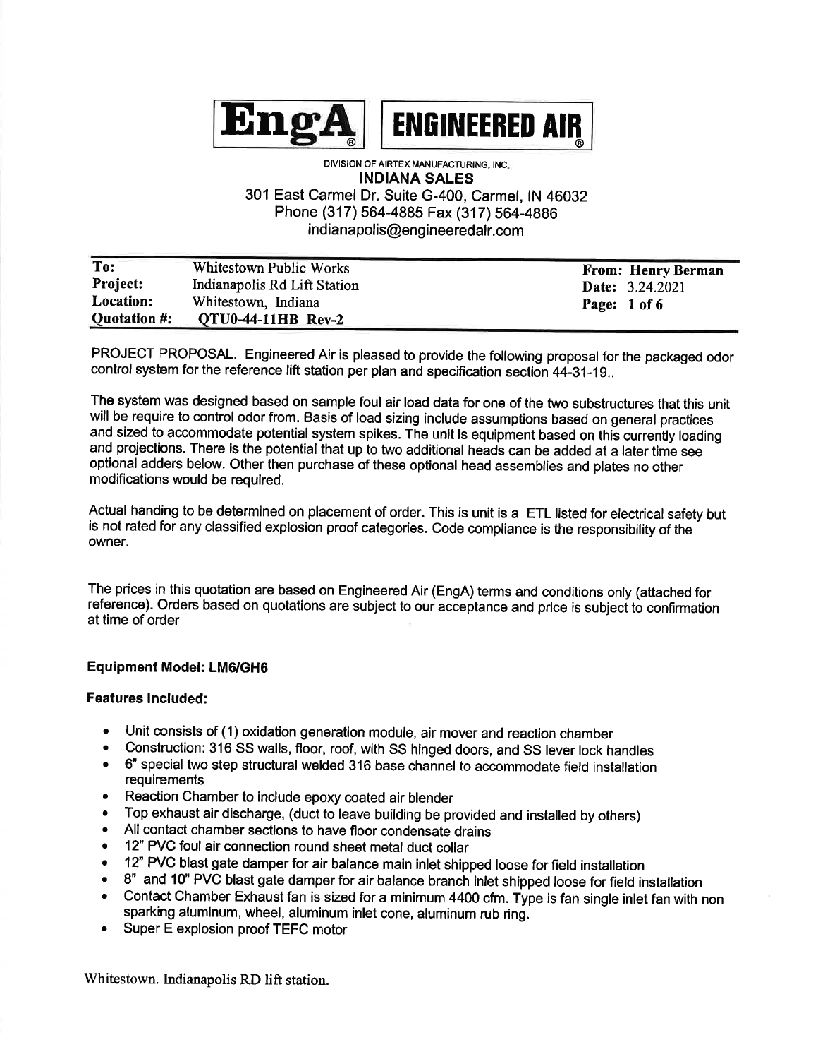# EngA ENGINEERED AIR

DIVISION OF AIRTEX MANUFACTURING, INC.

**INDIANA SALES**

301 East Carmel Dr. Suite G-400, Carmel, IN 46032

Phone (317) 564-4885 Fax (317) 564-4886

indianapolis@engineeredair.com

| | | |
|---|---|---|
| **To:** | Whitestown Public Works | **From: Henry Berman** |
| **Project:** | Indianapolis Rd Lift Station | **Date:** 3.24.2021 |
| **Location:** | Whitestown, Indiana | **Page: 1 of 6** |
| **Quotation #:** | **QTU0-44-11HB Rev-2** | |

PROJECT PROPOSAL. Engineered Air is pleased to provide the following proposal for the packaged odor control system for the reference lift station per plan and specification section 44-31-19..

The system was designed based on sample foul air load data for one of the two substructures that this unit will be require to control odor from. Basis of load sizing include assumptions based on general practices and sized to accommodate potential system spikes. The unit is equipment based on this currently loading and projections. There is the potential that up to two additional heads can be added at a later time see optional adders below. Other then purchase of these optional head assemblies and plates no other modifications would be required.

Actual handing to be determined on placement of order. This is unit is a ETL listed for electrical safety but is not rated for any classified explosion proof categories. Code compliance is the responsibility of the owner.

The prices in this quotation are based on Engineered Air (EngA) terms and conditions only (attached for reference). Orders based on quotations are subject to our acceptance and price is subject to confirmation at time of order

**Equipment Model: LM6/GH6**

**Features Included:**

- Unit consists of (1) oxidation generation module, air mover and reaction chamber
- Construction: 316 SS walls, floor, roof, with SS hinged doors, and SS lever lock handles
- 6" special two step structural welded 316 base channel to accommodate field installation requirements
- Reaction Chamber to include epoxy coated air blender
- Top exhaust air discharge, (duct to leave building be provided and installed by others)
- All contact chamber sections to have floor condensate drains
- 12" PVC foul air connection round sheet metal duct collar
- 12" PVC blast gate damper for air balance main inlet shipped loose for field installation
- 8" and 10" PVC blast gate damper for air balance branch inlet shipped loose for field installation
- Contact Chamber Exhaust fan is sized for a minimum 4400 cfm. Type is fan single inlet fan with non sparking aluminum, wheel, aluminum inlet cone, aluminum rub ring.
- Super E explosion proof TEFC motor

Whitestown. Indianapolis RD lift station.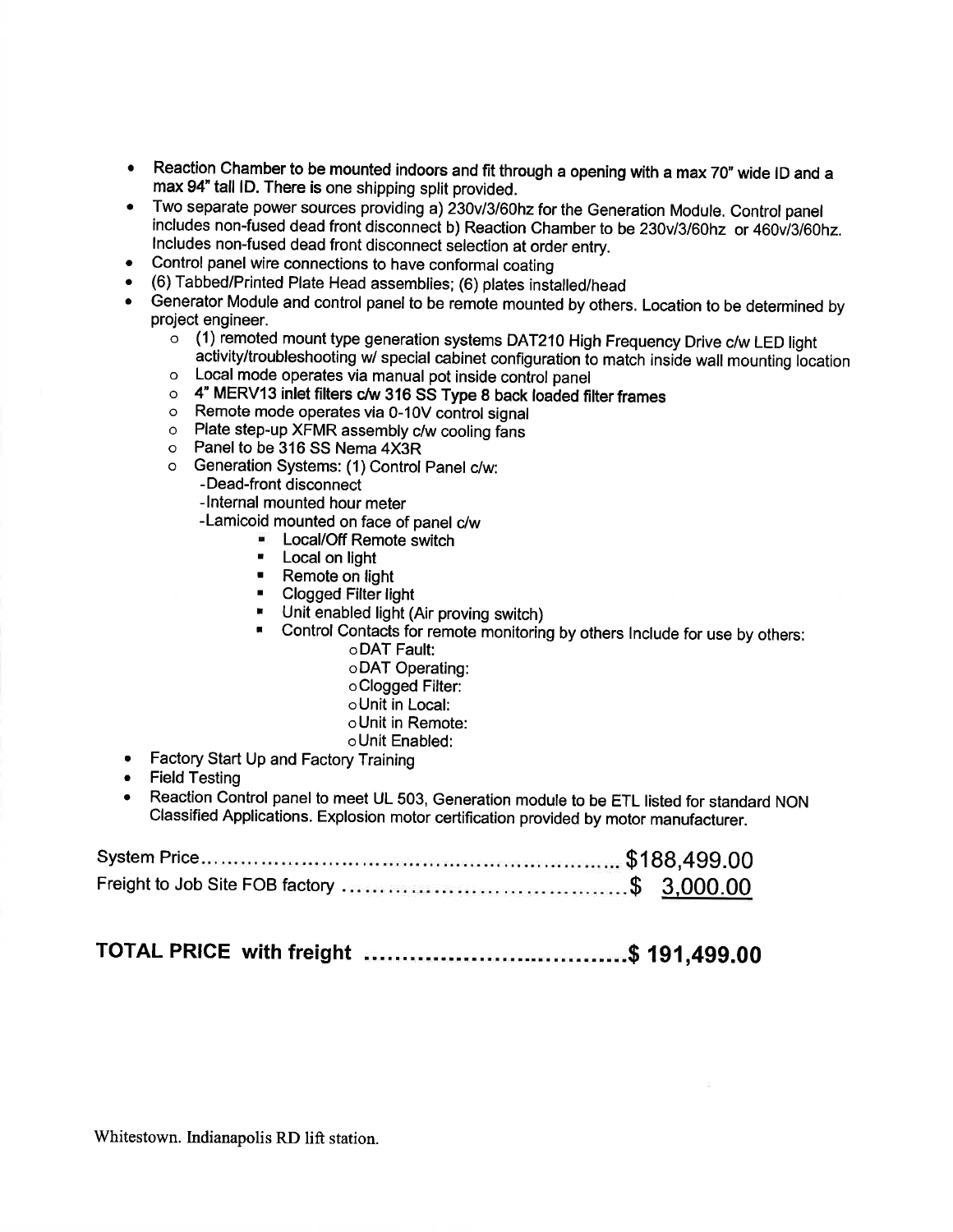- **Reaction Chamber to be mounted indoors and fit through a opening with a max 70" wide ID and a max 94" tall ID. There is one shipping split provided.**
- Two separate power sources providing a) 230v/3/60hz for the Generation Module. Control panel includes non-fused dead front disconnect b) Reaction Chamber to be 230v/3/60hz or 460v/3/60hz. Includes non-fused dead front disconnect selection at order entry.
- Control panel wire connections to have conformal coating
- (6) Tabbed/Printed Plate Head assemblies; (6) plates installed/head
- Generator Module and control panel to be remote mounted by others. Location to be determined by project engineer.
  - (1) remoted mount type generation systems DAT210 High Frequency Drive c/w LED light activity/troubleshooting w/ special cabinet configuration to match inside wall mounting location
  - Local mode operates via manual pot inside control panel
  - **4" MERV13 inlet filters c/w 316 SS Type 8 back loaded filter frames**
  - Remote mode operates via 0-10V control signal
  - Plate step-up XFMR assembly c/w cooling fans
  - Panel to be 316 SS Nema 4X3R
  - Generation Systems: (1) Control Panel c/w:
    - -Dead-front disconnect
    - -Internal mounted hour meter
    - -Lamicoid mounted on face of panel c/w
      - Local/Off Remote switch
      - Local on light
      - Remote on light
      - Clogged Filter light
      - Unit enabled light (Air proving switch)
      - Control Contacts for remote monitoring by others Include for use by others:
        - DAT Fault:
        - DAT Operating:
        - Clogged Filter:
        - Unit in Local:
        - Unit in Remote:
        - Unit Enabled:
- Factory Start Up and Factory Training
- Field Testing
- Reaction Control panel to meet UL 503, Generation module to be ETL listed for standard NON Classified Applications. Explosion motor certification provided by motor manufacturer.

System Price............................................................ $188,499.00

Freight to Job Site FOB factory ....................................$ 3,000.00

**TOTAL PRICE with freight ..................................$ 191,499.00**

Whitestown. Indianapolis RD lift station.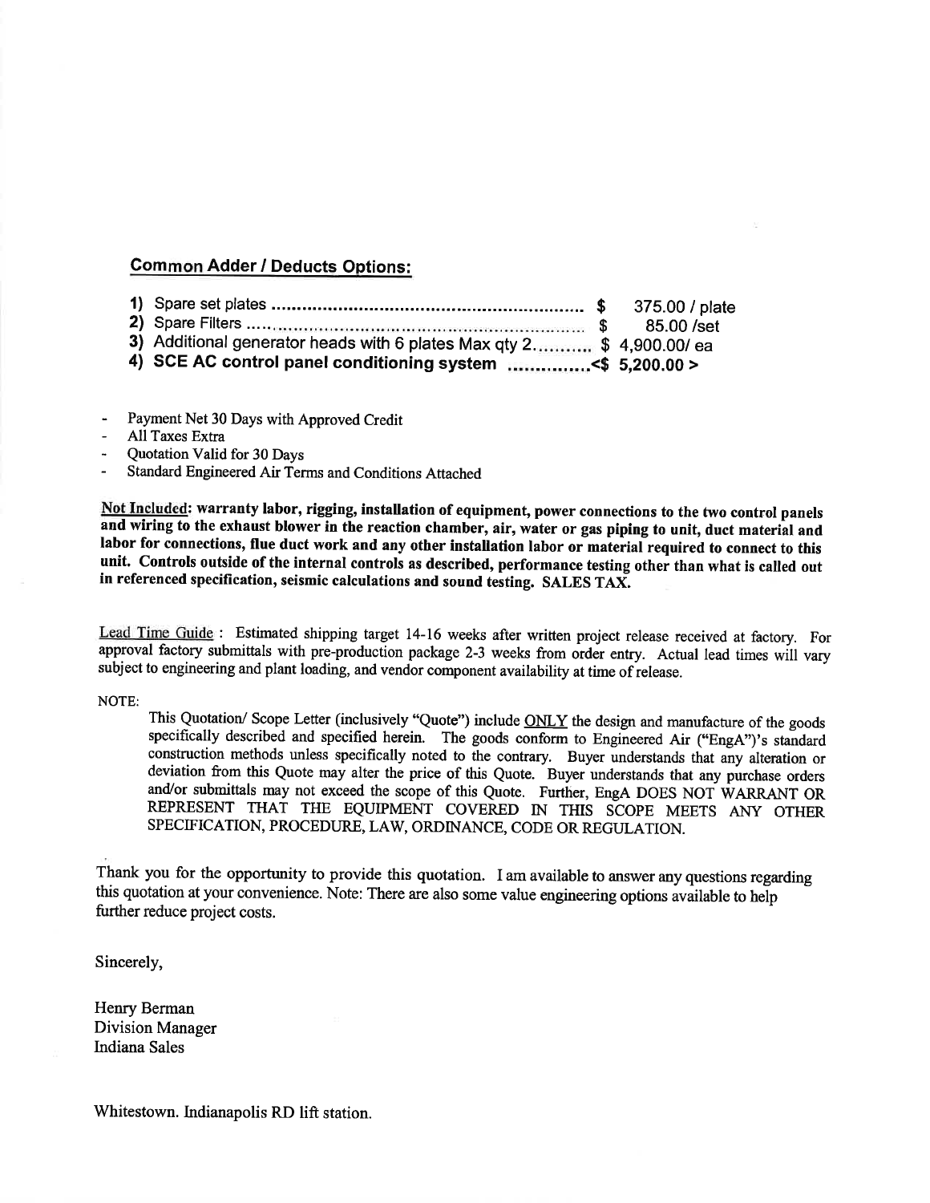### Common Adder / Deducts Options:

1) Spare set plates ............................................................ $ 375.00 / plate
2) Spare Filters ............................................................... $ 85.00 /set
3) Additional generator heads with 6 plates Max qty 2.......... $ 4,900.00/ ea
4) **SCE AC control panel conditioning system ...............<$ 5,200.00 >**

- Payment Net 30 Days with Approved Credit
- All Taxes Extra
- Quotation Valid for 30 Days
- Standard Engineered Air Terms and Conditions Attached

**Not Included: warranty labor, rigging, installation of equipment, power connections to the two control panels and wiring to the exhaust blower in the reaction chamber, air, water or gas piping to unit, duct material and labor for connections, flue duct work and any other installation labor or material required to connect to this unit. Controls outside of the internal controls as described, performance testing other than what is called out in referenced specification, seismic calculations and sound testing. SALES TAX.**

Lead Time Guide : Estimated shipping target 14-16 weeks after written project release received at factory. For approval factory submittals with pre-production package 2-3 weeks from order entry. Actual lead times will vary subject to engineering and plant loading, and vendor component availability at time of release.

NOTE:

This Quotation/ Scope Letter (inclusively "Quote") include ONLY the design and manufacture of the goods specifically described and specified herein. The goods conform to Engineered Air ("EngA")'s standard construction methods unless specifically noted to the contrary. Buyer understands that any alteration or deviation from this Quote may alter the price of this Quote. Buyer understands that any purchase orders and/or submittals may not exceed the scope of this Quote. Further, EngA DOES NOT WARRANT OR REPRESENT THAT THE EQUIPMENT COVERED IN THIS SCOPE MEETS ANY OTHER SPECIFICATION, PROCEDURE, LAW, ORDINANCE, CODE OR REGULATION.

Thank you for the opportunity to provide this quotation. I am available to answer any questions regarding this quotation at your convenience. Note: There are also some value engineering options available to help further reduce project costs.

Sincerely,

Henry Berman
Division Manager
Indiana Sales

Whitestown. Indianapolis RD lift station.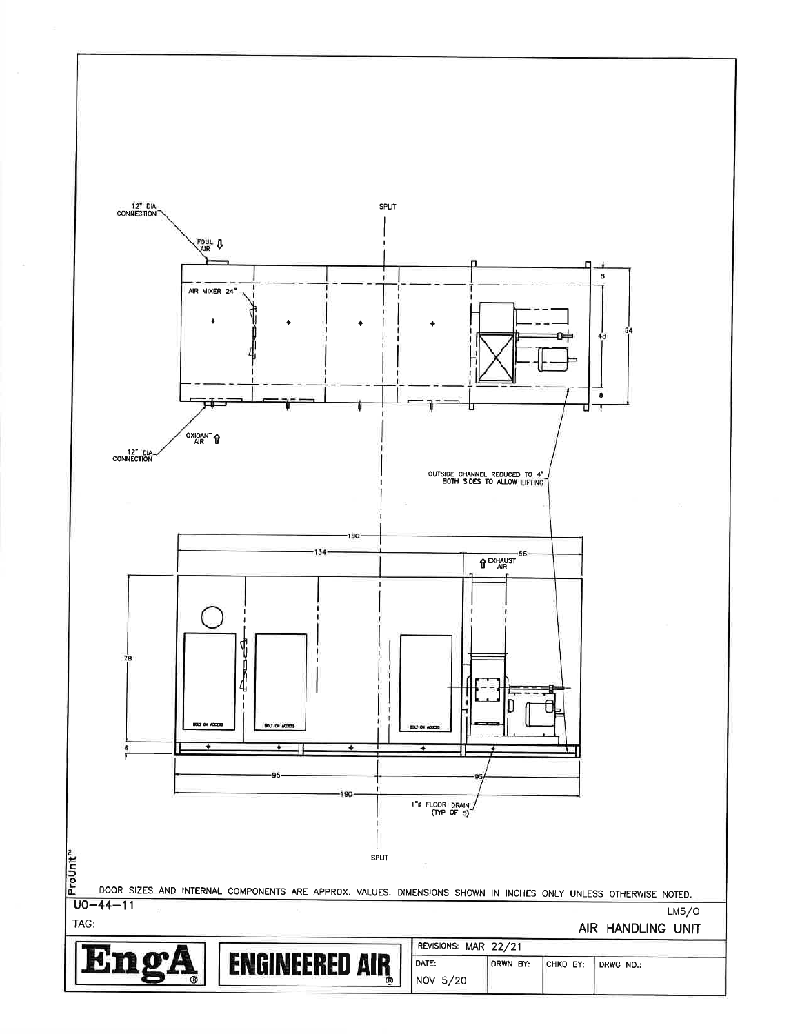12" DIA CONNECTION

FOUL AIR

SPLIT

AIR MIXER 24"

8

48

64

8

OXIDANT AIR

12" DIA CONNECTION

OUTSIDE CHANNEL REDUCED TO 4" BOTH SIDES TO ALLOW LIFTING

190

134

56

EXHAUST AIR

78

BOLT ON ACCESS

BOLT ON ACCESS

BOLT ON ACCESS

6

95

95

190

1"ø FLOOR DRAIN (TYP OF 5)

SPLIT

ProUnit™

DOOR SIZES AND INTERNAL COMPONENTS ARE APPROX. VALUES. DIMENSIONS SHOWN IN INCHES ONLY UNLESS OTHERWISE NOTED.

U0-44-11

LM5/O

TAG:

AIR HANDLING UNIT

EngA

ENGINEERED AIR

| REVISIONS: MAR 22/21 | | | |
|---|---|---|---|
| DATE: NOV 5/20 | DRWN BY: | CHKD BY: | DRWG NO.: |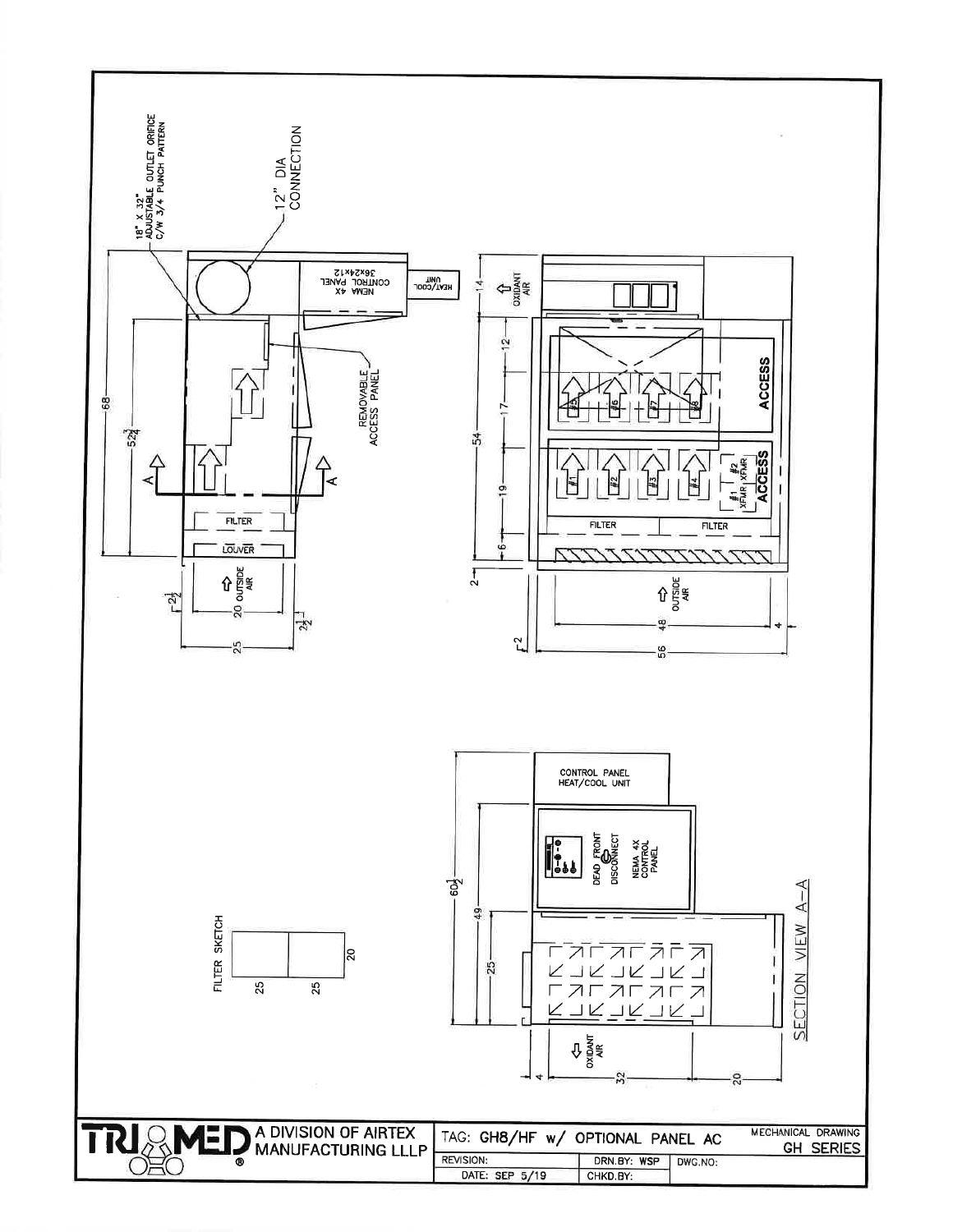18" X 32" ADJUSTABLE OUTLET ORIFICE C/W 3/4 PUNCH PATTERN

12" DIA CONNECTION

NEMA 4X CONTROL PANEL 36x24x12

HEAT/COOL UNIT

REMOVABLE ACCESS PANEL

FILTER

LOUVER

OUTSIDE AIR

68

52 3/4

2 1/2

20

2 1/2

25

A

A

OXIDANT AIR

ACCESS

ACCESS

#1 #2 #3 #4 #5 #6 #7 #8

#1 XFMR

#2 XFMR

FILTER

FILTER

OUTSIDE AIR

14

12

17

54

19

6

2

48

4

2

56

FILTER SKETCH

25

25

20

CONTROL PANEL HEAT/COOL UNIT

DEAD FRONT DISCONNECT

NEMA 4X CONTROL PANEL

60 1/2

49

25

OXIDANT AIR

4

32

20

SECTION VIEW A-A

TRI MED A DIVISION OF AIRTEX MANUFACTURING LLLP

| | | | |
|---|---|---|---|
| TAG: GH8/HF w/ OPTIONAL PANEL AC | | | MECHANICAL DRAWING GH SERIES |
| REVISION: | DRN.BY: WSP | DWG.NO: | |
| DATE: SEP 5/19 | CHKD.BY: | | |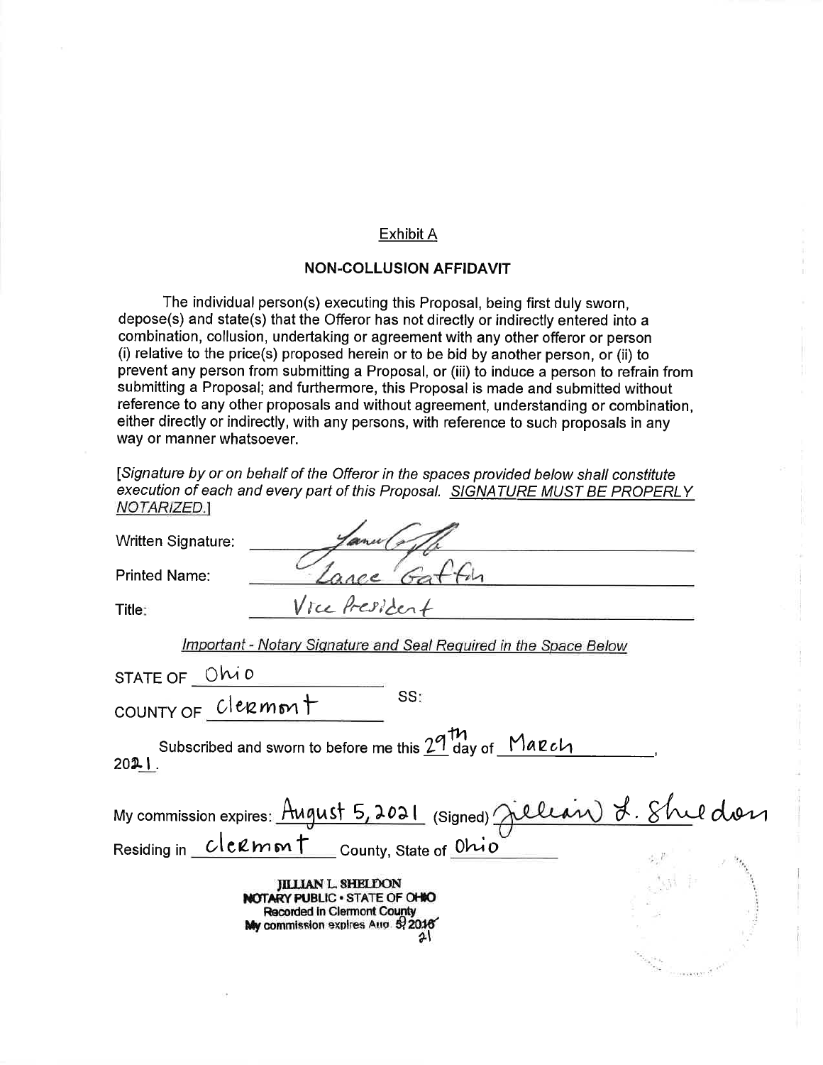## Exhibit A

### NON-COLLUSION AFFIDAVIT

The individual person(s) executing this Proposal, being first duly sworn, depose(s) and state(s) that the Offeror has not directly or indirectly entered into a combination, collusion, undertaking or agreement with any other offeror or person (i) relative to the price(s) proposed herein or to be bid by another person, or (ii) to prevent any person from submitting a Proposal, or (iii) to induce a person to refrain from submitting a Proposal; and furthermore, this Proposal is made and submitted without reference to any other proposals and without agreement, understanding or combination, either directly or indirectly, with any persons, with reference to such proposals in any way or manner whatsoever.

*[Signature by or on behalf of the Offeror in the spaces provided below shall constitute execution of each and every part of this Proposal. SIGNATURE MUST BE PROPERLY NOTARIZED.]*

Written Signature: [signature]

Printed Name: Lance Gaffin

Title: Vice President

*Important - Notary Signature and Seal Required in the Space Below*

STATE OF Ohio

COUNTY OF Clermont SS:

Subscribed and sworn to before me this 29th day of March, 2021.

My commission expires: August 5, 2021 (Signed) Jillian L. Sheldon

Residing in Clermont County, State of Ohio

**JILLIAN L. SHELDON**
**NOTARY PUBLIC • STATE OF OHIO**
Recorded In Clermont County
My commission expires Aug. 5, 2021